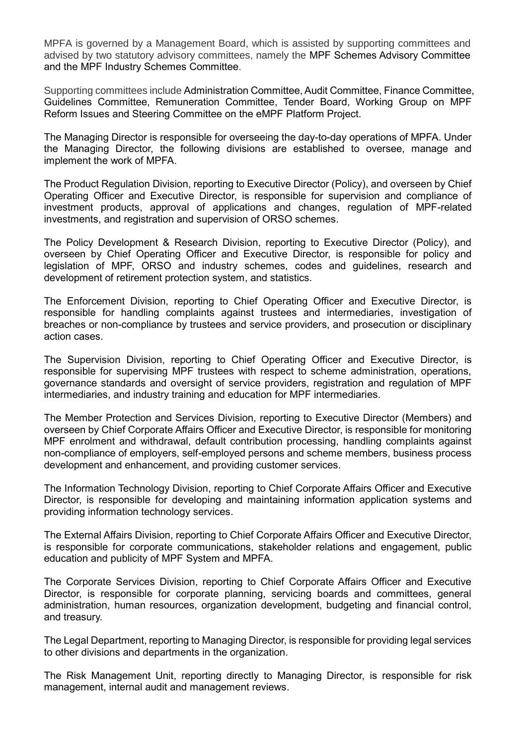MPFA is governed by a Management Board, which is assisted by supporting committees and advised by two statutory advisory committees, namely the MPF Schemes Advisory Committee and the MPF Industry Schemes Committee.

Supporting committees include Administration Committee, Audit Committee, Finance Committee, Guidelines Committee, Remuneration Committee, Tender Board, Working Group on MPF Reform Issues and Steering Committee on the eMPF Platform Project.

The Managing Director is responsible for overseeing the day-to-day operations of MPFA. Under the Managing Director, the following divisions are established to oversee, manage and implement the work of MPFA.

The Product Regulation Division, reporting to Executive Director (Policy), and overseen by Chief Operating Officer and Executive Director, is responsible for supervision and compliance of investment products, approval of applications and changes, regulation of MPF-related investments, and registration and supervision of ORSO schemes.

The Policy Development & Research Division, reporting to Executive Director (Policy), and overseen by Chief Operating Officer and Executive Director, is responsible for policy and legislation of MPF, ORSO and industry schemes, codes and guidelines, research and development of retirement protection system, and statistics.

The Enforcement Division, reporting to Chief Operating Officer and Executive Director, is responsible for handling complaints against trustees and intermediaries, investigation of breaches or non-compliance by trustees and service providers, and prosecution or disciplinary action cases.

The Supervision Division, reporting to Chief Operating Officer and Executive Director, is responsible for supervising MPF trustees with respect to scheme administration, operations, governance standards and oversight of service providers, registration and regulation of MPF intermediaries, and industry training and education for MPF intermediaries.

The Member Protection and Services Division, reporting to Executive Director (Members) and overseen by Chief Corporate Affairs Officer and Executive Director, is responsible for monitoring MPF enrolment and withdrawal, default contribution processing, handling complaints against non-compliance of employers, self-employed persons and scheme members, business process development and enhancement, and providing customer services.

The Information Technology Division, reporting to Chief Corporate Affairs Officer and Executive Director, is responsible for developing and maintaining information application systems and providing information technology services.

The External Affairs Division, reporting to Chief Corporate Affairs Officer and Executive Director, is responsible for corporate communications, stakeholder relations and engagement, public education and publicity of MPF System and MPFA.

The Corporate Services Division, reporting to Chief Corporate Affairs Officer and Executive Director, is responsible for corporate planning, servicing boards and committees, general administration, human resources, organization development, budgeting and financial control, and treasury.

The Legal Department, reporting to Managing Director, is responsible for providing legal services to other divisions and departments in the organization.

The Risk Management Unit, reporting directly to Managing Director, is responsible for risk management, internal audit and management reviews.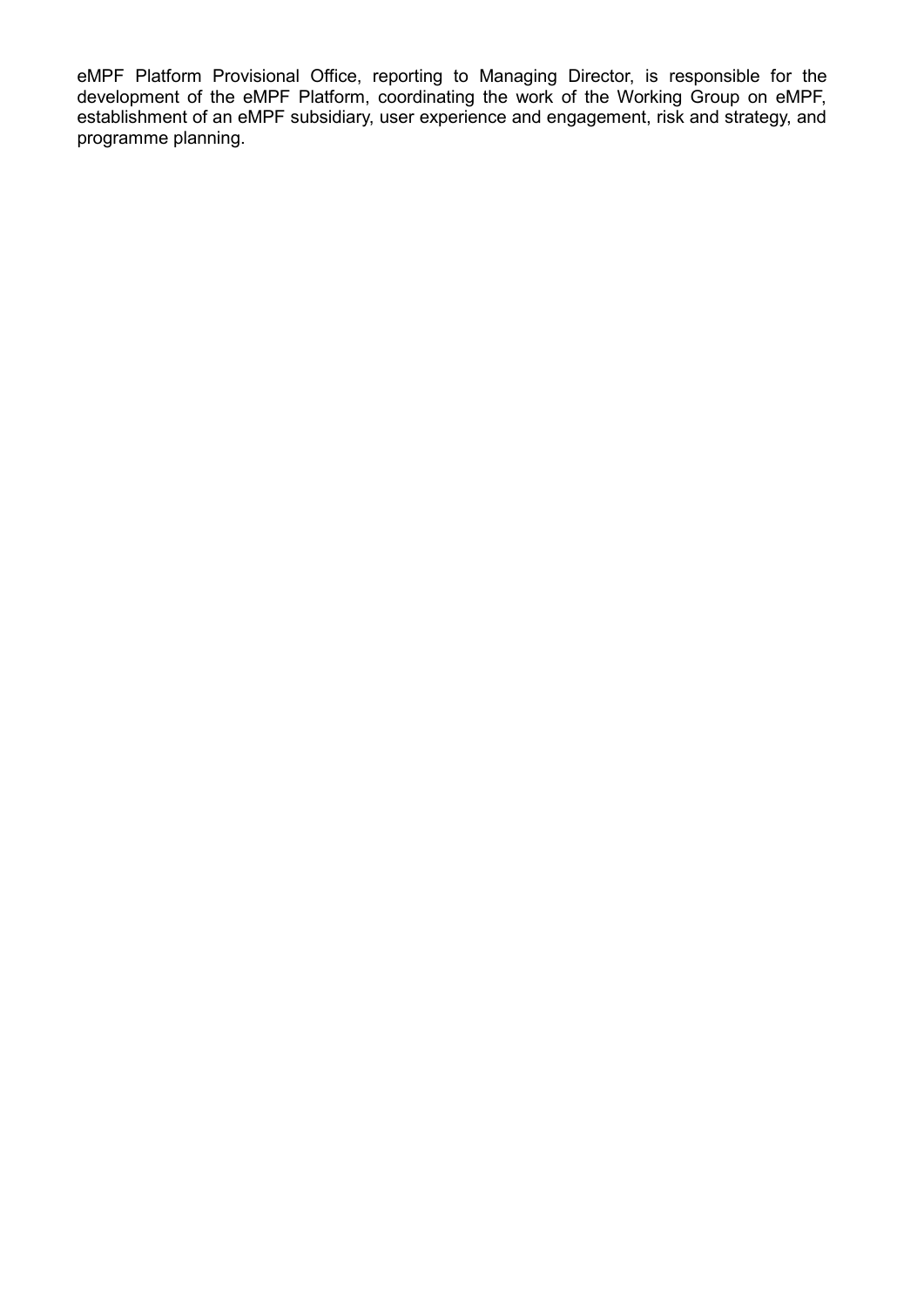eMPF Platform Provisional Office, reporting to Managing Director, is responsible for the development of the eMPF Platform, coordinating the work of the Working Group on eMPF, establishment of an eMPF subsidiary, user experience and engagement, risk and strategy, and programme planning.